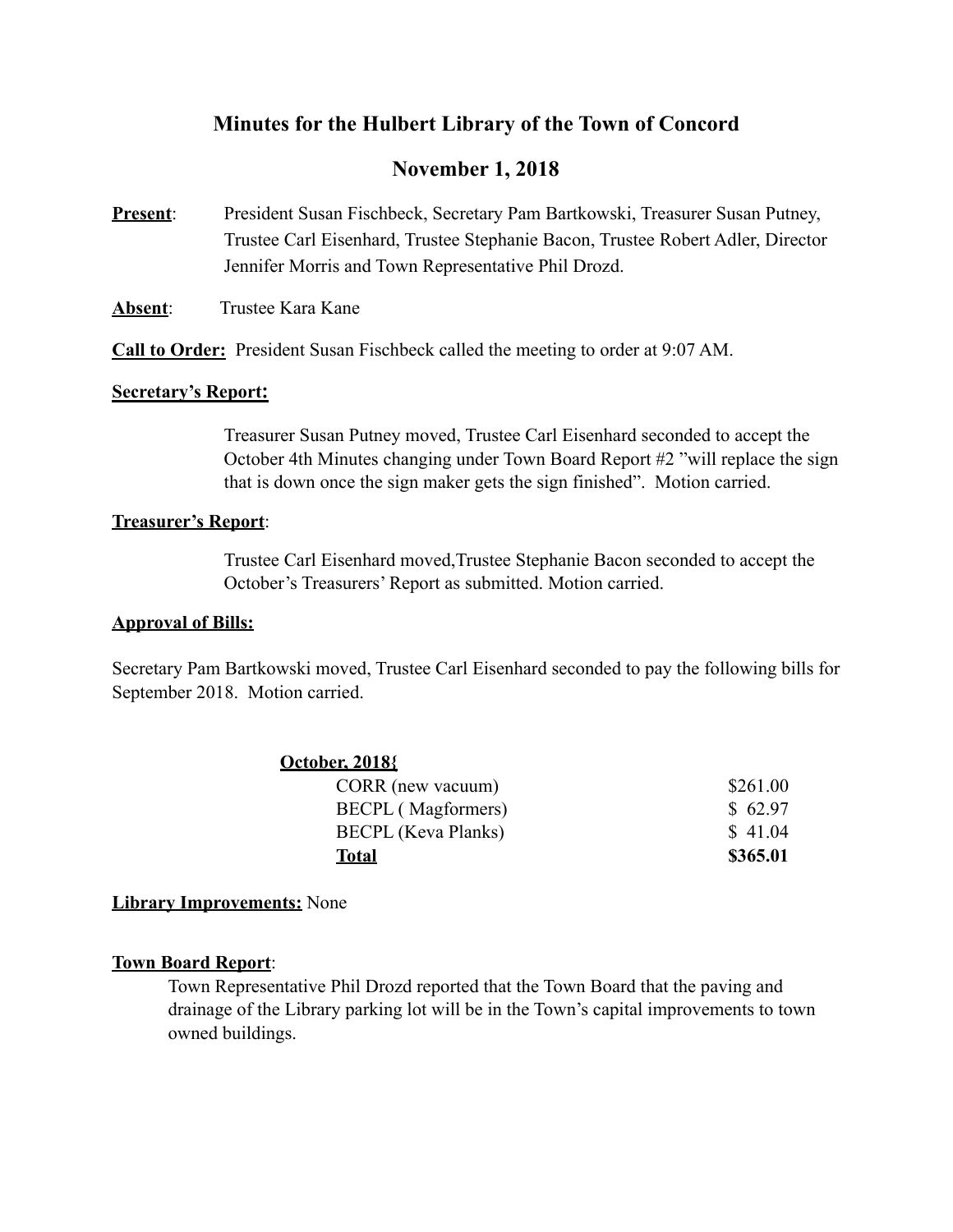# Minutes for the Hulbert Library of the Town of Concord

## November 1, 2018

**Present**: President Susan Fischbeck, Secretary Pam Bartkowski, Treasurer Susan Putney, Trustee Carl Eisenhard, Trustee Stephanie Bacon, Trustee Robert Adler, Director Jennifer Morris and Town Representative Phil Drozd.

**Absent**: Trustee Kara Kane

**Call to Order:** President Susan Fischbeck called the meeting to order at 9:07 AM.

**Secretary's Report:**

Treasurer Susan Putney moved, Trustee Carl Eisenhard seconded to accept the October 4th Minutes changing under Town Board Report #2 "will replace the sign that is down once the sign maker gets the sign finished". Motion carried.

**Treasurer's Report**:

Trustee Carl Eisenhard moved,Trustee Stephanie Bacon seconded to accept the October's Treasurers' Report as submitted. Motion carried.

**Approval of Bills:**

Secretary Pam Bartkowski moved, Trustee Carl Eisenhard seconded to pay the following bills for September 2018. Motion carried.

| **October, 2018{** | |
|---|---|
| CORR (new vacuum) | $261.00 |
| BECPL ( Magformers) | $ 62.97 |
| BECPL (Keva Planks) | $ 41.04 |
| **Total** | **$365.01** |

**Library Improvements:** None

**Town Board Report**:

Town Representative Phil Drozd reported that the Town Board that the paving and drainage of the Library parking lot will be in the Town's capital improvements to town owned buildings.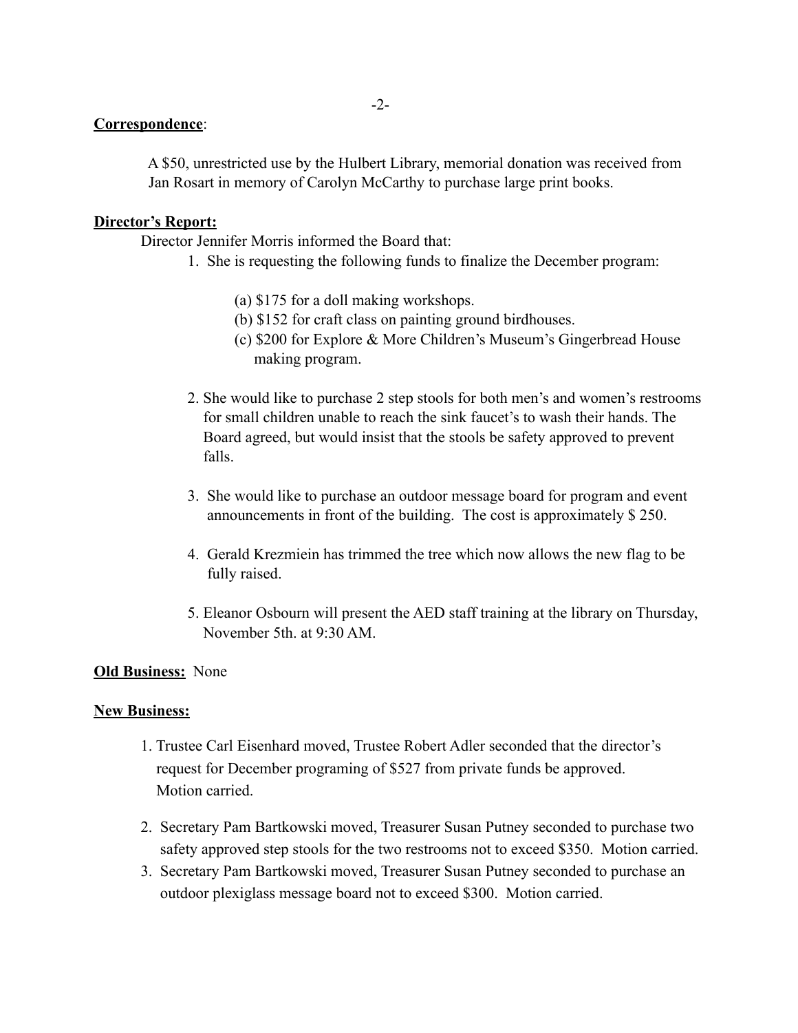**Correspondence**:

A $50, unrestricted use by the Hulbert Library, memorial donation was received from Jan Rosart in memory of Carolyn McCarthy to purchase large print books.

**Director's Report:**

Director Jennifer Morris informed the Board that:

1. She is requesting the following funds to finalize the December program:

   (a) $175 for a doll making workshops.
   (b) $152 for craft class on painting ground birdhouses.
   (c) $200 for Explore & More Children's Museum's Gingerbread House making program.

2. She would like to purchase 2 step stools for both men's and women's restrooms for small children unable to reach the sink faucet's to wash their hands. The Board agreed, but would insist that the stools be safety approved to prevent falls.

3. She would like to purchase an outdoor message board for program and event announcements in front of the building. The cost is approximately $ 250.

4. Gerald Krezmiein has trimmed the tree which now allows the new flag to be fully raised.

5. Eleanor Osbourn will present the AED staff training at the library on Thursday, November 5th. at 9:30 AM.

**Old Business:** None

**New Business:**

1. Trustee Carl Eisenhard moved, Trustee Robert Adler seconded that the director's request for December programing of $527 from private funds be approved. Motion carried.

2. Secretary Pam Bartkowski moved, Treasurer Susan Putney seconded to purchase two safety approved step stools for the two restrooms not to exceed $350. Motion carried.
3. Secretary Pam Bartkowski moved, Treasurer Susan Putney seconded to purchase an outdoor plexiglass message board not to exceed $300. Motion carried.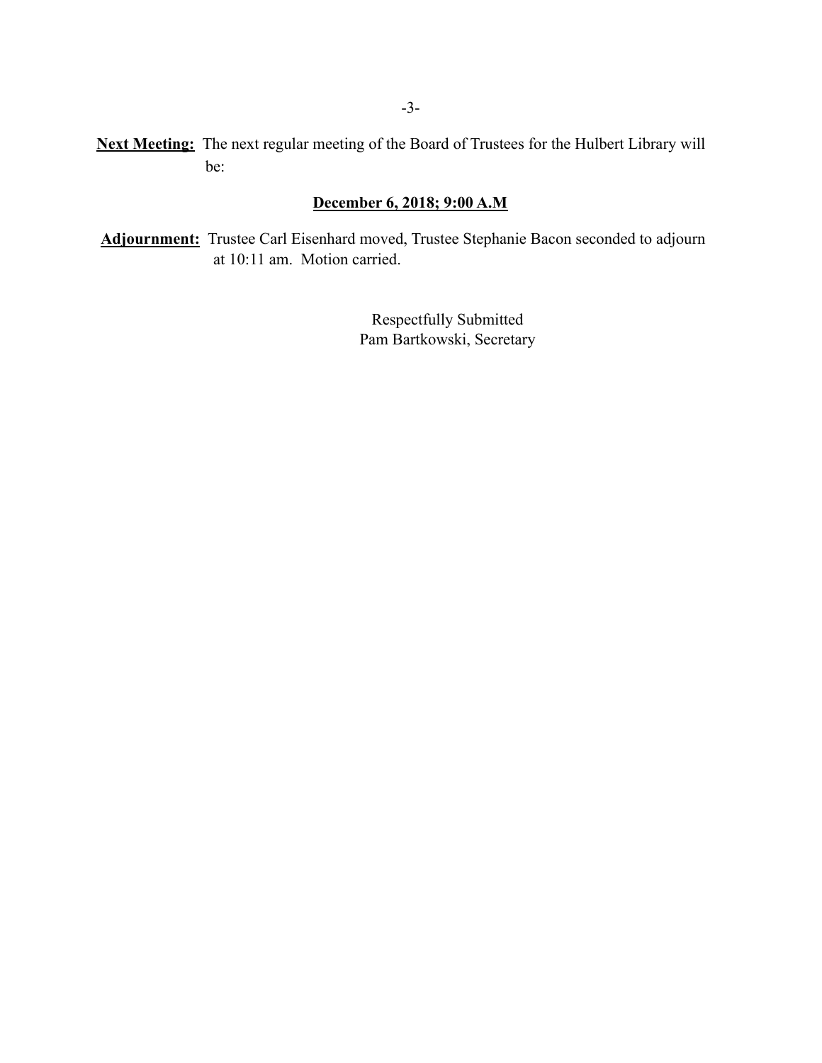**Next Meeting:** The next regular meeting of the Board of Trustees for the Hulbert Library will be:

**December 6, 2018; 9:00 A.M**

**Adjournment:** Trustee Carl Eisenhard moved, Trustee Stephanie Bacon seconded to adjourn at 10:11 am. Motion carried.

Respectfully Submitted
Pam Bartkowski, Secretary